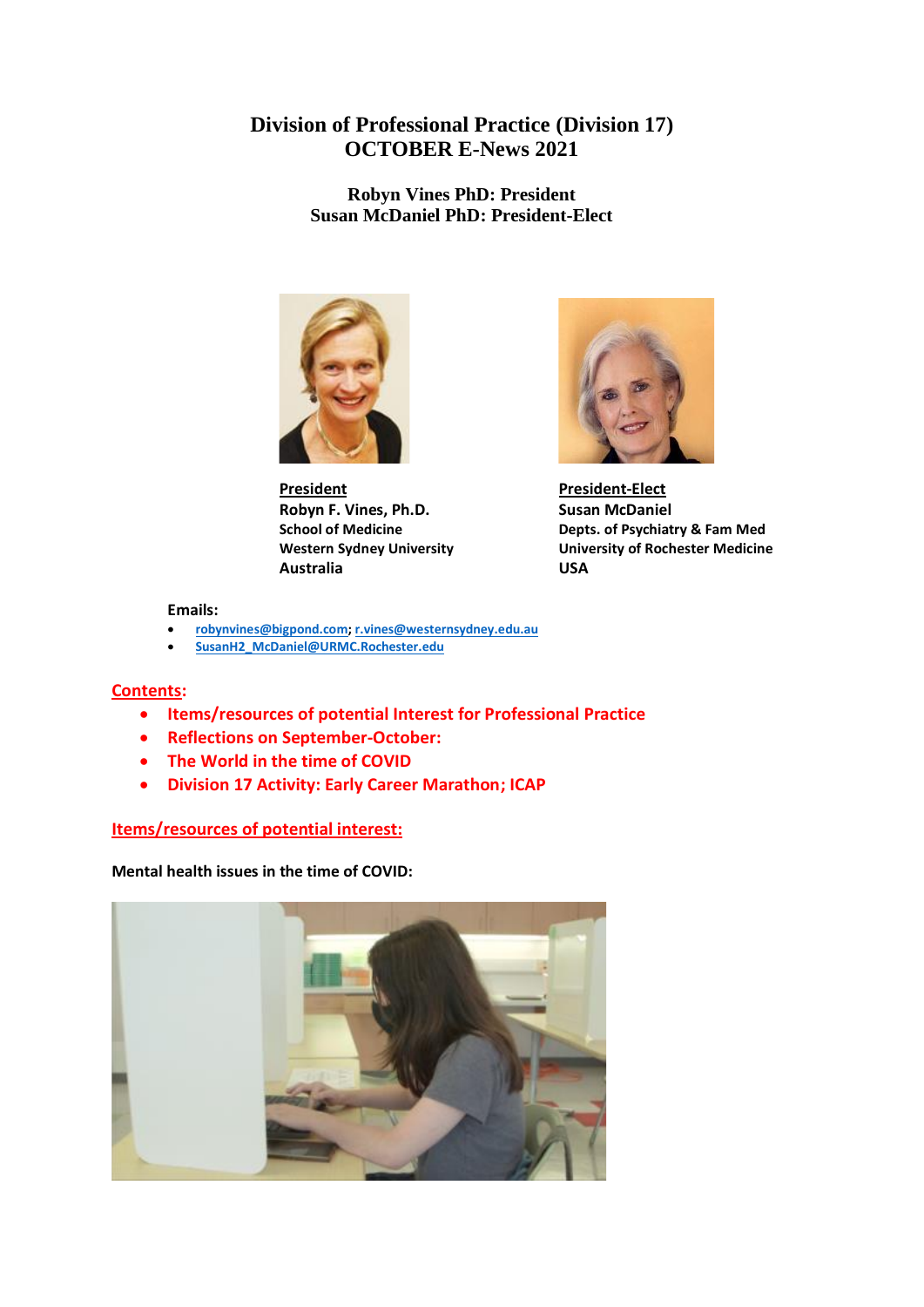# Division of Professional Practice (Division 17)
# OCTOBER E-News 2021

**Robyn Vines PhD: President**
**Susan McDaniel PhD: President-Elect**

**President**
**Robyn F. Vines, Ph.D.**
**School of Medicine**
**Western Sydney University**
**Australia**

**President-Elect**
**Susan McDaniel**
**Depts. of Psychiatry & Fam Med**
**University of Rochester Medicine**
**USA**

**Emails:**

- robynvines@bigpond.com; r.vines@westernsydney.edu.au
- SusanH2_McDaniel@URMC.Rochester.edu

## Contents:

- **Items/resources of potential Interest for Professional Practice**
- **Reflections on September-October:**
- **The World in the time of COVID**
- **Division 17 Activity: Early Career Marathon; ICAP**

## Items/resources of potential interest:

**Mental health issues in the time of COVID:**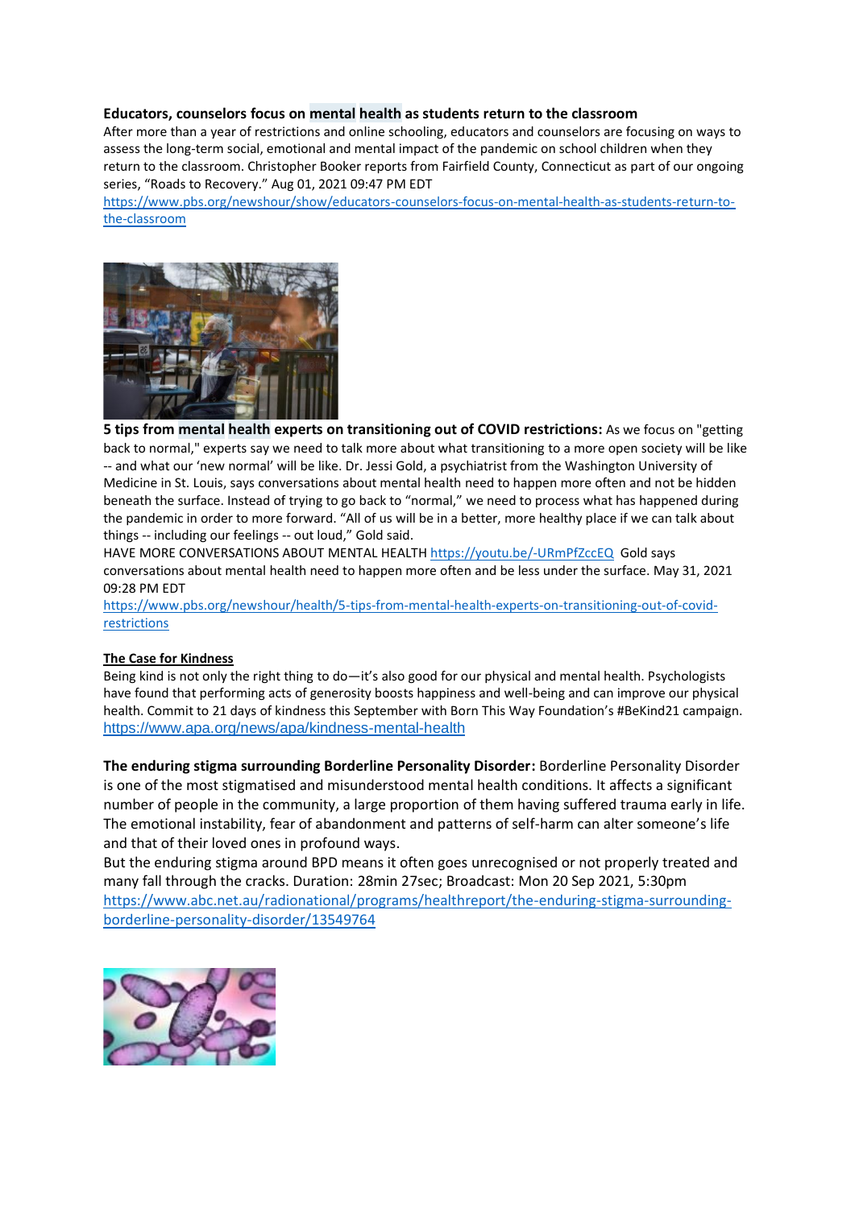**Educators, counselors focus on mental health as students return to the classroom**
After more than a year of restrictions and online schooling, educators and counselors are focusing on ways to assess the long-term social, emotional and mental impact of the pandemic on school children when they return to the classroom. Christopher Booker reports from Fairfield County, Connecticut as part of our ongoing series, "Roads to Recovery." Aug 01, 2021 09:47 PM EDT
https://www.pbs.org/newshour/show/educators-counselors-focus-on-mental-health-as-students-return-to-the-classroom

**5 tips from mental health experts on transitioning out of COVID restrictions:** As we focus on "getting back to normal," experts say we need to talk more about what transitioning to a more open society will be like -- and what our 'new normal' will be like. Dr. Jessi Gold, a psychiatrist from the Washington University of Medicine in St. Louis, says conversations about mental health need to happen more often and not be hidden beneath the surface. Instead of trying to go back to "normal," we need to process what has happened during the pandemic in order to more forward. "All of us will be in a better, more healthy place if we can talk about things -- including our feelings -- out loud," Gold said.
HAVE MORE CONVERSATIONS ABOUT MENTAL HEALTH https://youtu.be/-URmPfZccEQ Gold says conversations about mental health need to happen more often and be less under the surface. May 31, 2021 09:28 PM EDT
https://www.pbs.org/newshour/health/5-tips-from-mental-health-experts-on-transitioning-out-of-covid-restrictions

**The Case for Kindness**
Being kind is not only the right thing to do—it's also good for our physical and mental health. Psychologists have found that performing acts of generosity boosts happiness and well-being and can improve our physical health. Commit to 21 days of kindness this September with Born This Way Foundation's #BeKind21 campaign.
https://www.apa.org/news/apa/kindness-mental-health

**The enduring stigma surrounding Borderline Personality Disorder:** Borderline Personality Disorder is one of the most stigmatised and misunderstood mental health conditions. It affects a significant number of people in the community, a large proportion of them having suffered trauma early in life. The emotional instability, fear of abandonment and patterns of self-harm can alter someone's life and that of their loved ones in profound ways.
But the enduring stigma around BPD means it often goes unrecognised or not properly treated and many fall through the cracks. Duration: 28min 27sec; Broadcast: Mon 20 Sep 2021, 5:30pm
https://www.abc.net.au/radionational/programs/healthreport/the-enduring-stigma-surrounding-borderline-personality-disorder/13549764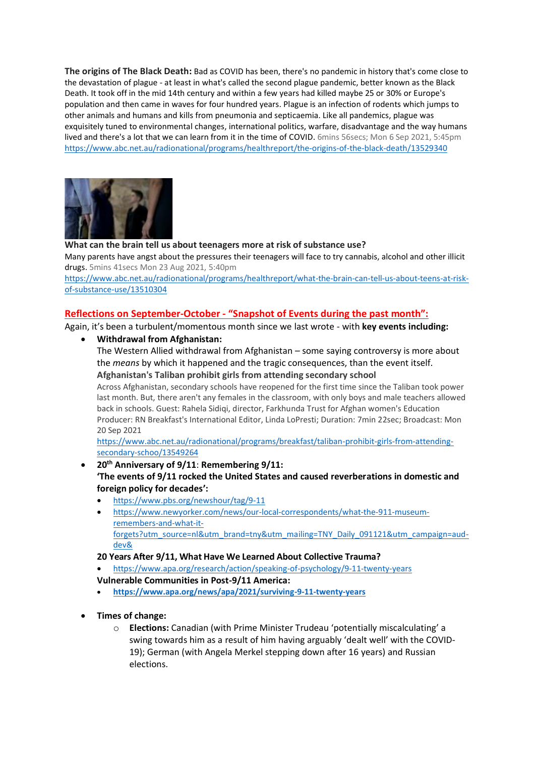**The origins of The Black Death:** Bad as COVID has been, there's no pandemic in history that's come close to the devastation of plague - at least in what's called the second plague pandemic, better known as the Black Death. It took off in the mid 14th century and within a few years had killed maybe 25 or 30% or Europe's population and then came in waves for four hundred years. Plague is an infection of rodents which jumps to other animals and humans and kills from pneumonia and septicaemia. Like all pandemics, plague was exquisitely tuned to environmental changes, international politics, warfare, disadvantage and the way humans lived and there's a lot that we can learn from it in the time of COVID. 6mins 56secs; Mon 6 Sep 2021, 5:45pm
https://www.abc.net.au/radionational/programs/healthreport/the-origins-of-the-black-death/13529340

**What can the brain tell us about teenagers more at risk of substance use?**
Many parents have angst about the pressures their teenagers will face to try cannabis, alcohol and other illicit drugs. 5mins 41secs Mon 23 Aug 2021, 5:40pm
https://www.abc.net.au/radionational/programs/healthreport/what-the-brain-can-tell-us-about-teens-at-risk-of-substance-use/13510304

## Reflections on September-October - "Snapshot of Events during the past month":

Again, it's been a turbulent/momentous month since we last wrote - with **key events including:**

- **Withdrawal from Afghanistan:**
  The Western Allied withdrawal from Afghanistan – some saying controversy is more about the *means* by which it happened and the tragic consequences, than the event itself.
  **Afghanistan's Taliban prohibit girls from attending secondary school**
  Across Afghanistan, secondary schools have reopened for the first time since the Taliban took power last month. But, there aren't any females in the classroom, with only boys and male teachers allowed back in schools. Guest: Rahela Sidiqi, director, Farkhunda Trust for Afghan women's Education Producer: RN Breakfast's International Editor, Linda LoPresti; Duration: 7min 22sec; Broadcast: Mon 20 Sep 2021
  https://www.abc.net.au/radionational/programs/breakfast/taliban-prohibit-girls-from-attending-secondary-schoo/13549264
- **20th Anniversary of 9/11**: **Remembering 9/11:**
  **'The events of 9/11 rocked the United States and caused reverberations in domestic and foreign policy for decades':**
  - https://www.pbs.org/newshour/tag/9-11
  - https://www.newyorker.com/news/our-local-correspondents/what-the-911-museum-remembers-and-what-it-forgets?utm_source=nl&utm_brand=tny&utm_mailing=TNY_Daily_091121&utm_campaign=aud-dev&

  **20 Years After 9/11, What Have We Learned About Collective Trauma?**
  - https://www.apa.org/research/action/speaking-of-psychology/9-11-twenty-years

  **Vulnerable Communities in Post-9/11 America:**
  - **https://www.apa.org/news/apa/2021/surviving-9-11-twenty-years**
- **Times of change:**
  - **Elections:** Canadian (with Prime Minister Trudeau 'potentially miscalculating' a swing towards him as a result of him having arguably 'dealt well' with the COVID-19); German (with Angela Merkel stepping down after 16 years) and Russian elections.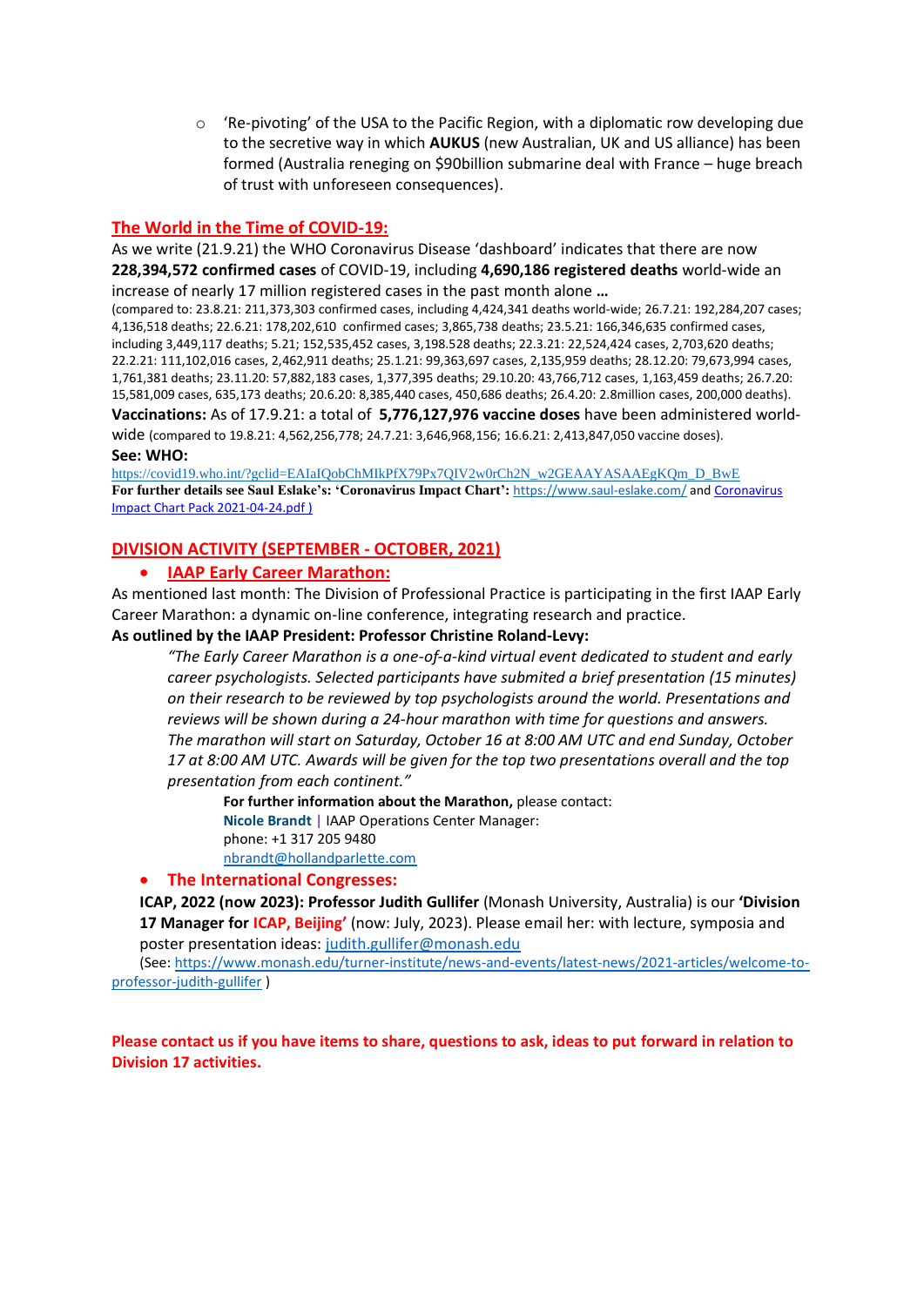- 'Re-pivoting' of the USA to the Pacific Region, with a diplomatic row developing due to the secretive way in which **AUKUS** (new Australian, UK and US alliance) has been formed (Australia reneging on $90billion submarine deal with France – huge breach of trust with unforeseen consequences).

## The World in the Time of COVID-19:

As we write (21.9.21) the WHO Coronavirus Disease 'dashboard' indicates that there are now **228,394,572 confirmed cases** of COVID-19, including **4,690,186 registered deaths** world-wide an increase of nearly 17 million registered cases in the past month alone **…**

(compared to: 23.8.21: 211,373,303 confirmed cases, including 4,424,341 deaths world-wide; 26.7.21: 192,284,207 cases; 4,136,518 deaths; 22.6.21: 178,202,610 confirmed cases; 3,865,738 deaths; 23.5.21: 166,346,635 confirmed cases, including 3,449,117 deaths; 5.21; 152,535,452 cases, 3,198.528 deaths; 22.3.21: 22,524,424 cases, 2,703,620 deaths; 22.2.21: 111,102,016 cases, 2,462,911 deaths; 25.1.21: 99,363,697 cases, 2,135,959 deaths; 28.12.20: 79,673,994 cases, 1,761,381 deaths; 23.11.20: 57,882,183 cases, 1,377,395 deaths; 29.10.20: 43,766,712 cases, 1,163,459 deaths; 26.7.20: 15,581,009 cases, 635,173 deaths; 20.6.20: 8,385,440 cases, 450,686 deaths; 26.4.20: 2.8million cases, 200,000 deaths).

**Vaccinations:** As of 17.9.21: a total of **5,776,127,976 vaccine doses** have been administered world-wide (compared to 19.8.21: 4,562,256,778; 24.7.21: 3,646,968,156; 16.6.21: 2,413,847,050 vaccine doses).

**See: WHO:**
https://covid19.who.int/?gclid=EAIaIQobChMIkPfX79Px7QIV2w0rCh2N_w2GEAAYASAAEgKQm_D_BwE

**For further details see Saul Eslake's: 'Coronavirus Impact Chart':** https://www.saul-eslake.com/ and Coronavirus Impact Chart Pack 2021-04-24.pdf )

## DIVISION ACTIVITY (SEPTEMBER - OCTOBER, 2021)

- **IAAP Early Career Marathon:**

As mentioned last month: The Division of Professional Practice is participating in the first IAAP Early Career Marathon: a dynamic on-line conference, integrating research and practice.

**As outlined by the IAAP President: Professor Christine Roland-Levy:**

> *"The Early Career Marathon is a one-of-a-kind virtual event dedicated to student and early career psychologists. Selected participants have submited a brief presentation (15 minutes) on their research to be reviewed by top psychologists around the world. Presentations and reviews will be shown during a 24-hour marathon with time for questions and answers. The marathon will start on Saturday, October 16 at 8:00 AM UTC and end Sunday, October 17 at 8:00 AM UTC. Awards will be given for the top two presentations overall and the top presentation from each continent."*
>
> **For further information about the Marathon,** please contact:
> **Nicole Brandt** | IAAP Operations Center Manager:
> phone: +1 317 205 9480
> nbrandt@hollandparlette.com

- **The International Congresses:**

**ICAP, 2022 (now 2023): Professor Judith Gullifer** (Monash University, Australia) is our **'Division 17 Manager for ICAP, Beijing'** (now: July, 2023). Please email her: with lecture, symposia and poster presentation ideas: judith.gullifer@monash.edu

(See: https://www.monash.edu/turner-institute/news-and-events/latest-news/2021-articles/welcome-to-professor-judith-gullifer )

**Please contact us if you have items to share, questions to ask, ideas to put forward in relation to Division 17 activities.**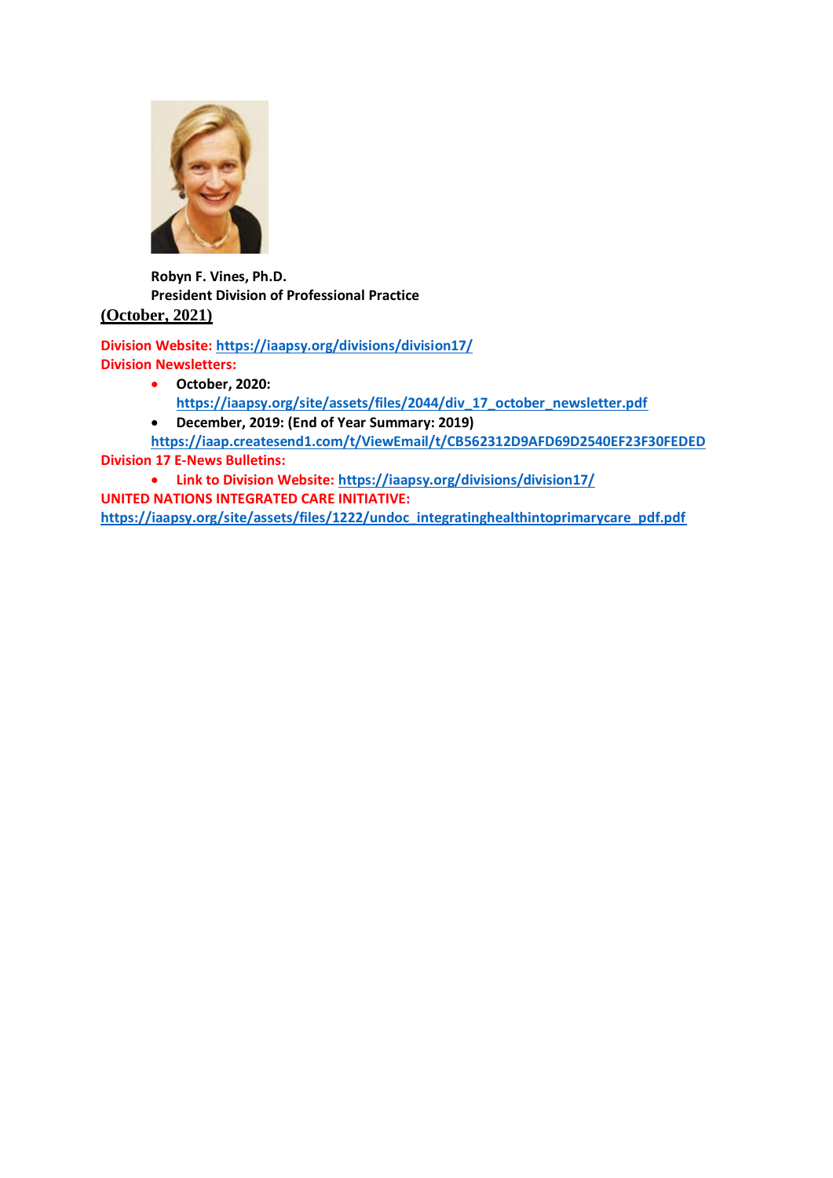**Robyn F. Vines, Ph.D.**
**President Division of Professional Practice**

**(October, 2021)**

**Division Website:** https://iaapsy.org/divisions/division17/

**Division Newsletters:**

- **October, 2020:** https://iaapsy.org/site/assets/files/2044/div_17_october_newsletter.pdf
- **December, 2019: (End of Year Summary: 2019)** https://iaap.createsend1.com/t/ViewEmail/t/CB562312D9AFD69D2540EF23F30FEDED

**Division 17 E-News Bulletins:**

- **Link to Division Website:** https://iaapsy.org/divisions/division17/

**UNITED NATIONS INTEGRATED CARE INITIATIVE:**
https://iaapsy.org/site/assets/files/1222/undoc_integratinghealthintoprimarycare_pdf.pdf